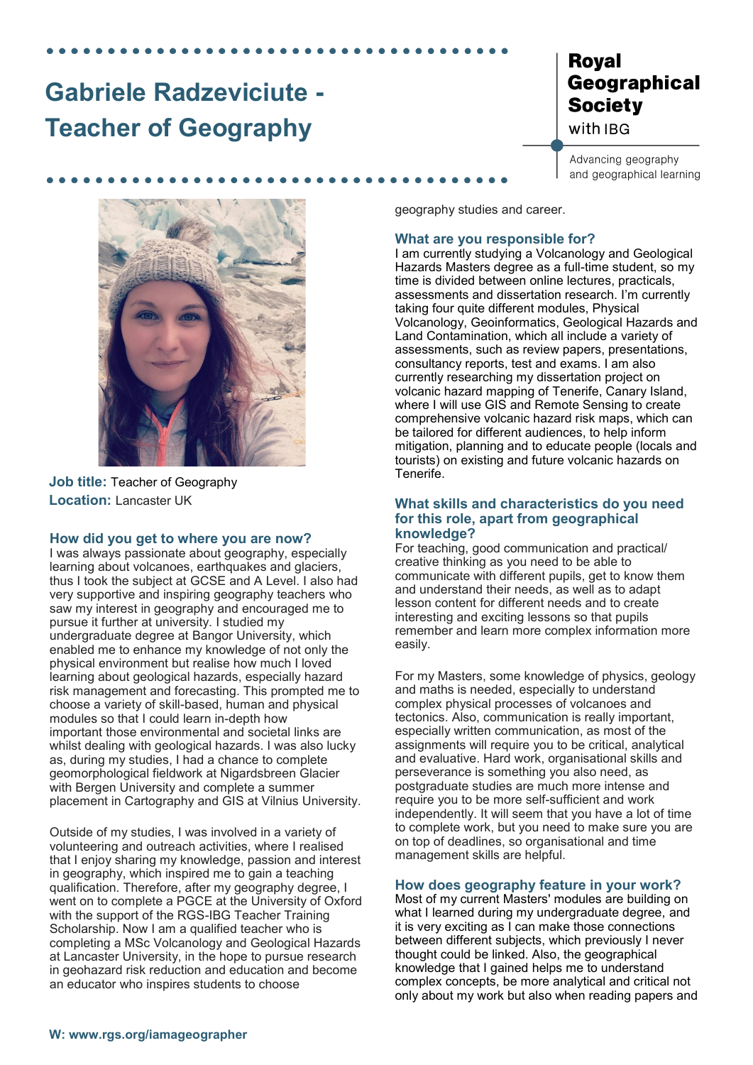# Gabriele Radzeviciute - Teacher of Geography

**Royal Geographical Society** with IBG

Advancing geography and geographical learning

**Job title:** Teacher of Geography
**Location:** Lancaster UK

## How did you get to where you are now?

I was always passionate about geography, especially learning about volcanoes, earthquakes and glaciers, thus I took the subject at GCSE and A Level. I also had very supportive and inspiring geography teachers who saw my interest in geography and encouraged me to pursue it further at university. I studied my undergraduate degree at Bangor University, which enabled me to enhance my knowledge of not only the physical environment but realise how much I loved learning about geological hazards, especially hazard risk management and forecasting. This prompted me to choose a variety of skill-based, human and physical modules so that I could learn in-depth how important those environmental and societal links are whilst dealing with geological hazards. I was also lucky as, during my studies, I had a chance to complete geomorphological fieldwork at Nigardsbreen Glacier with Bergen University and complete a summer placement in Cartography and GIS at Vilnius University.

Outside of my studies, I was involved in a variety of volunteering and outreach activities, where I realised that I enjoy sharing my knowledge, passion and interest in geography, which inspired me to gain a teaching qualification. Therefore, after my geography degree, I went on to complete a PGCE at the University of Oxford with the support of the RGS-IBG Teacher Training Scholarship. Now I am a qualified teacher who is completing a MSc Volcanology and Geological Hazards at Lancaster University, in the hope to pursue research in geohazard risk reduction and education and become an educator who inspires students to choose geography studies and career.

## What are you responsible for?

I am currently studying a Volcanology and Geological Hazards Masters degree as a full-time student, so my time is divided between online lectures, practicals, assessments and dissertation research. I'm currently taking four quite different modules, Physical Volcanology, Geoinformatics, Geological Hazards and Land Contamination, which all include a variety of assessments, such as review papers, presentations, consultancy reports, test and exams. I am also currently researching my dissertation project on volcanic hazard mapping of Tenerife, Canary Island, where I will use GIS and Remote Sensing to create comprehensive volcanic hazard risk maps, which can be tailored for different audiences, to help inform mitigation, planning and to educate people (locals and tourists) on existing and future volcanic hazards on Tenerife.

## What skills and characteristics do you need for this role, apart from geographical knowledge?

For teaching, good communication and practical/ creative thinking as you need to be able to communicate with different pupils, get to know them and understand their needs, as well as to adapt lesson content for different needs and to create interesting and exciting lessons so that pupils remember and learn more complex information more easily.

For my Masters, some knowledge of physics, geology and maths is needed, especially to understand complex physical processes of volcanoes and tectonics. Also, communication is really important, especially written communication, as most of the assignments will require you to be critical, analytical and evaluative. Hard work, organisational skills and perseverance is something you also need, as postgraduate studies are much more intense and require you to be more self-sufficient and work independently. It will seem that you have a lot of time to complete work, but you need to make sure you are on top of deadlines, so organisational and time management skills are helpful.

## How does geography feature in your work?

Most of my current Masters' modules are building on what I learned during my undergraduate degree, and it is very exciting as I can make those connections between different subjects, which previously I never thought could be linked. Also, the geographical knowledge that I gained helps me to understand complex concepts, be more analytical and critical not only about my work but also when reading papers and

W: www.rgs.org/iamageographer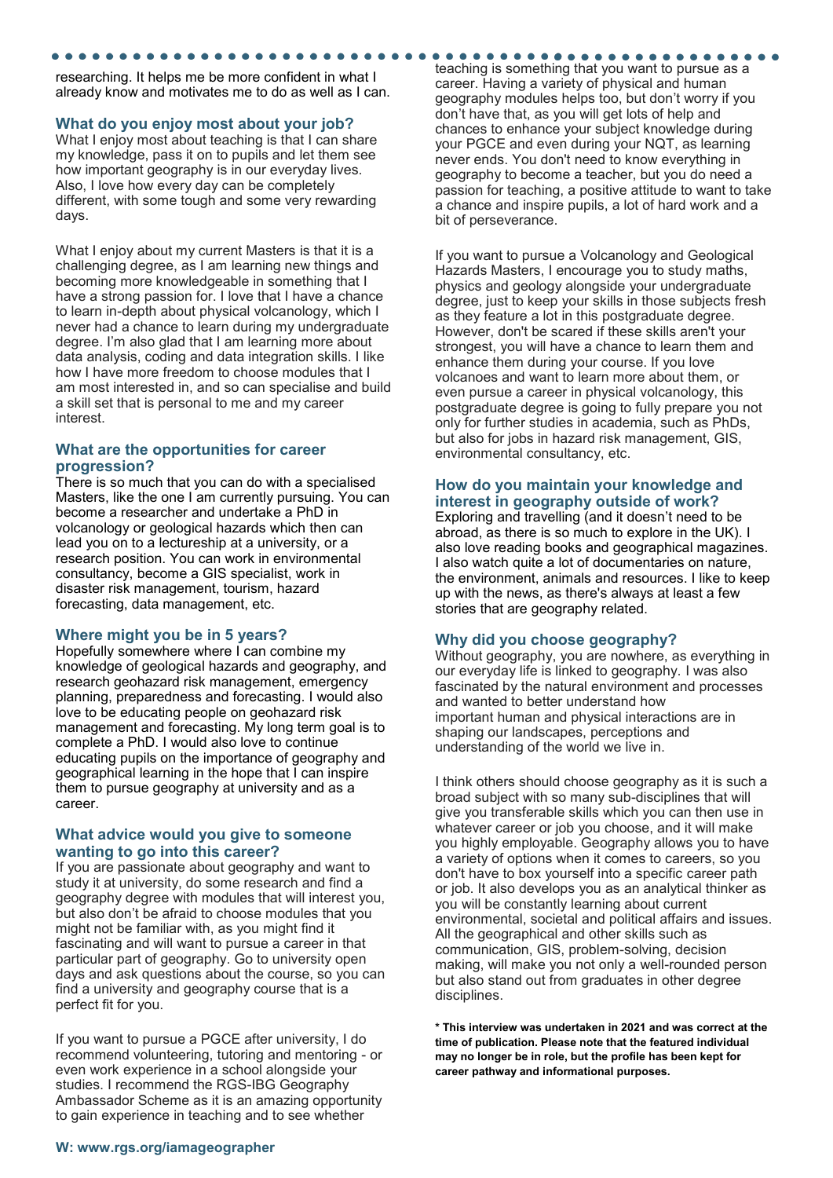researching. It helps me be more confident in what I already know and motivates me to do as well as I can.

### What do you enjoy most about your job?

What I enjoy most about teaching is that I can share my knowledge, pass it on to pupils and let them see how important geography is in our everyday lives. Also, I love how every day can be completely different, with some tough and some very rewarding days.

What I enjoy about my current Masters is that it is a challenging degree, as I am learning new things and becoming more knowledgeable in something that I have a strong passion for. I love that I have a chance to learn in-depth about physical volcanology, which I never had a chance to learn during my undergraduate degree. I'm also glad that I am learning more about data analysis, coding and data integration skills. I like how I have more freedom to choose modules that I am most interested in, and so can specialise and build a skill set that is personal to me and my career interest.

### What are the opportunities for career progression?

There is so much that you can do with a specialised Masters, like the one I am currently pursuing. You can become a researcher and undertake a PhD in volcanology or geological hazards which then can lead you on to a lectureship at a university, or a research position. You can work in environmental consultancy, become a GIS specialist, work in disaster risk management, tourism, hazard forecasting, data management, etc.

### Where might you be in 5 years?

Hopefully somewhere where I can combine my knowledge of geological hazards and geography, and research geohazard risk management, emergency planning, preparedness and forecasting. I would also love to be educating people on geohazard risk management and forecasting. My long term goal is to complete a PhD. I would also love to continue educating pupils on the importance of geography and geographical learning in the hope that I can inspire them to pursue geography at university and as a career.

### What advice would you give to someone wanting to go into this career?

If you are passionate about geography and want to study it at university, do some research and find a geography degree with modules that will interest you, but also don't be afraid to choose modules that you might not be familiar with, as you might find it fascinating and will want to pursue a career in that particular part of geography. Go to university open days and ask questions about the course, so you can find a university and geography course that is a perfect fit for you.

If you want to pursue a PGCE after university, I do recommend volunteering, tutoring and mentoring - or even work experience in a school alongside your studies. I recommend the RGS-IBG Geography Ambassador Scheme as it is an amazing opportunity to gain experience in teaching and to see whether teaching is something that you want to pursue as a career. Having a variety of physical and human geography modules helps too, but don't worry if you don't have that, as you will get lots of help and chances to enhance your subject knowledge during your PGCE and even during your NQT, as learning never ends. You don't need to know everything in geography to become a teacher, but you do need a passion for teaching, a positive attitude to want to take a chance and inspire pupils, a lot of hard work and a bit of perseverance.

If you want to pursue a Volcanology and Geological Hazards Masters, I encourage you to study maths, physics and geology alongside your undergraduate degree, just to keep your skills in those subjects fresh as they feature a lot in this postgraduate degree. However, don't be scared if these skills aren't your strongest, you will have a chance to learn them and enhance them during your course. If you love volcanoes and want to learn more about them, or even pursue a career in physical volcanology, this postgraduate degree is going to fully prepare you not only for further studies in academia, such as PhDs, but also for jobs in hazard risk management, GIS, environmental consultancy, etc.

### How do you maintain your knowledge and interest in geography outside of work?

Exploring and travelling (and it doesn't need to be abroad, as there is so much to explore in the UK). I also love reading books and geographical magazines. I also watch quite a lot of documentaries on nature, the environment, animals and resources. I like to keep up with the news, as there's always at least a few stories that are geography related.

### Why did you choose geography?

Without geography, you are nowhere, as everything in our everyday life is linked to geography. I was also fascinated by the natural environment and processes and wanted to better understand how important human and physical interactions are in shaping our landscapes, perceptions and understanding of the world we live in.

I think others should choose geography as it is such a broad subject with so many sub-disciplines that will give you transferable skills which you can then use in whatever career or job you choose, and it will make you highly employable. Geography allows you to have a variety of options when it comes to careers, so you don't have to box yourself into a specific career path or job. It also develops you as an analytical thinker as you will be constantly learning about current environmental, societal and political affairs and issues. All the geographical and other skills such as communication, GIS, problem-solving, decision making, will make you not only a well-rounded person but also stand out from graduates in other degree disciplines.

**\* This interview was undertaken in 2021 and was correct at the time of publication. Please note that the featured individual may no longer be in role, but the profile has been kept for career pathway and informational purposes.**

**W: www.rgs.org/iamageographer**